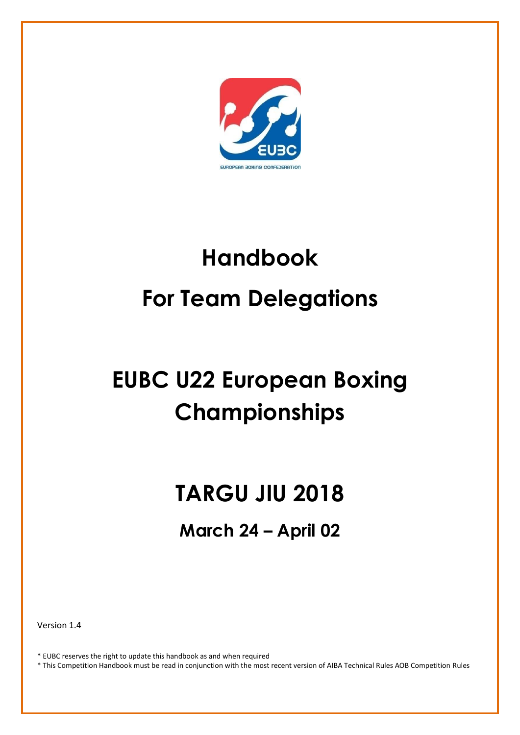# Handbook

# For Team Delegations

# EUBC U22 European Boxing Championships

# TARGU JIU 2018

## March 24 – April 02

Version 1.4

* EUBC reserves the right to update this handbook as and when required
* This Competition Handbook must be read in conjunction with the most recent version of AIBA Technical Rules AOB Competition Rules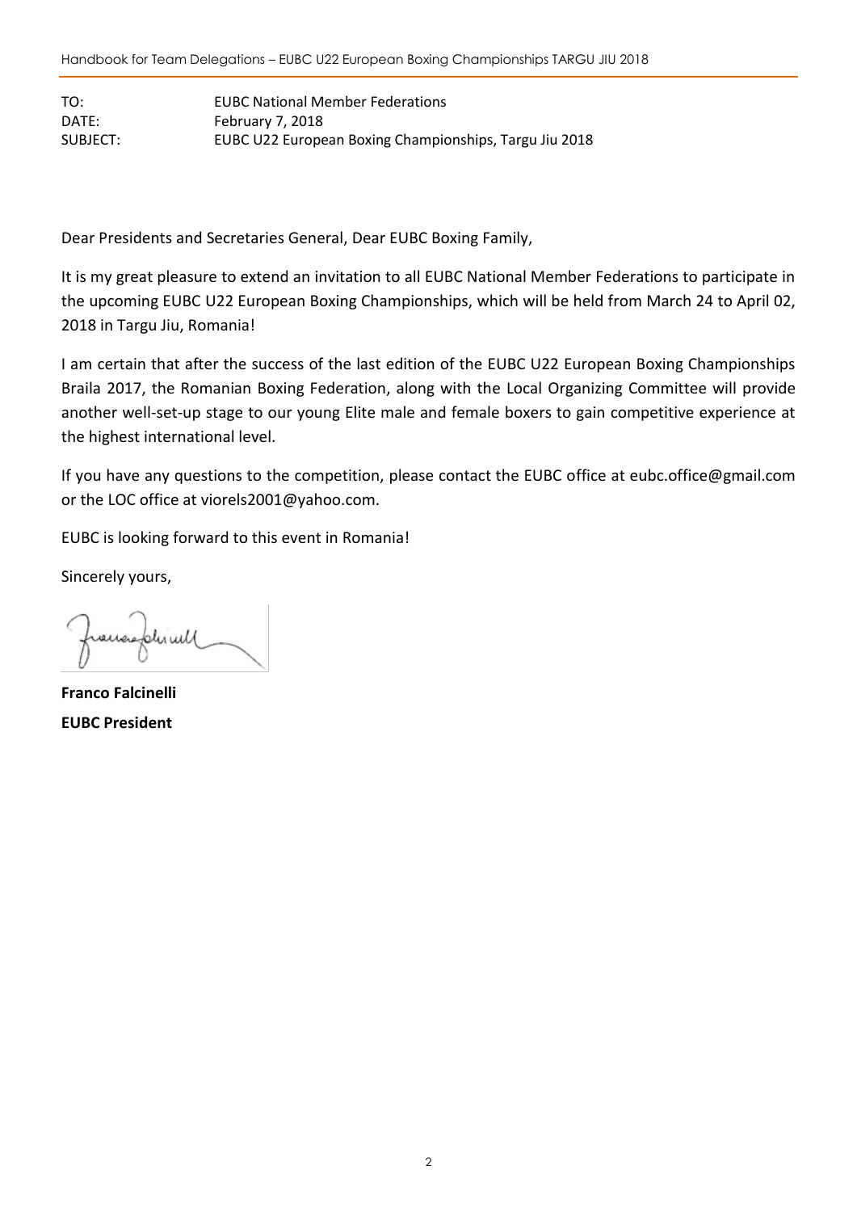| | |
|---|---|
| TO: | EUBC National Member Federations |
| DATE: | February 7, 2018 |
| SUBJECT: | EUBC U22 European Boxing Championships, Targu Jiu 2018 |

Dear Presidents and Secretaries General, Dear EUBC Boxing Family,

It is my great pleasure to extend an invitation to all EUBC National Member Federations to participate in the upcoming EUBC U22 European Boxing Championships, which will be held from March 24 to April 02, 2018 in Targu Jiu, Romania!

I am certain that after the success of the last edition of the EUBC U22 European Boxing Championships Braila 2017, the Romanian Boxing Federation, along with the Local Organizing Committee will provide another well-set-up stage to our young Elite male and female boxers to gain competitive experience at the highest international level.

If you have any questions to the competition, please contact the EUBC office at eubc.office@gmail.com or the LOC office at viorels2001@yahoo.com.

EUBC is looking forward to this event in Romania!

Sincerely yours,

**Franco Falcinelli**
**EUBC President**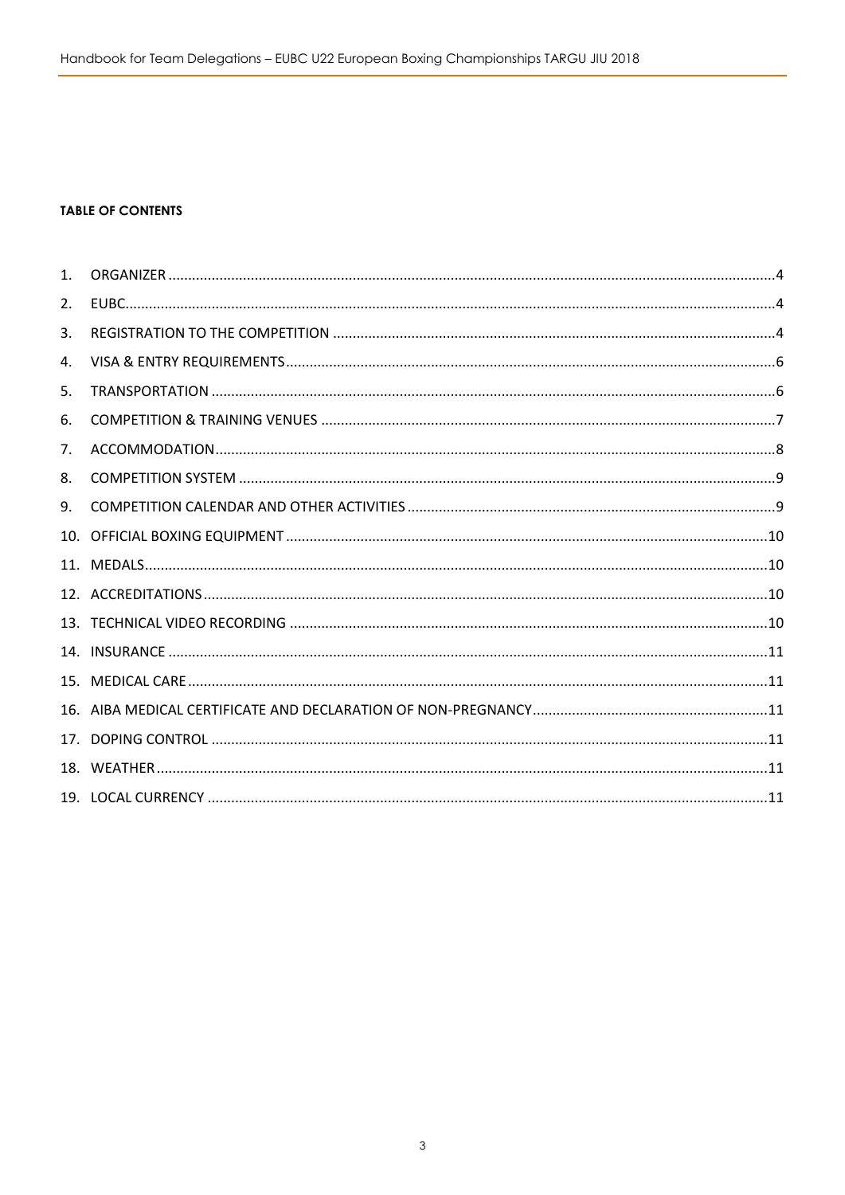**TABLE OF CONTENTS**

1. ORGANIZER ....................................................................................................4
2. EUBC..............................................................................................................4
3. REGISTRATION TO THE COMPETITION ..........................................................4
4. VISA & ENTRY REQUIREMENTS......................................................................6
5. TRANSPORTATION ........................................................................................6
6. COMPETITION & TRAINING VENUES .............................................................7
7. ACCOMMODATION.......................................................................................8
8. COMPETITION SYSTEM .................................................................................9
9. COMPETITION CALENDAR AND OTHER ACTIVITIES .......................................9
10. OFFICIAL BOXING EQUIPMENT ...................................................................10
11. MEDALS......................................................................................................10
12. ACCREDITATIONS.......................................................................................10
13. TECHNICAL VIDEO RECORDING ..................................................................10
14. INSURANCE ................................................................................................11
15. MEDICAL CARE...........................................................................................11
16. AIBA MEDICAL CERTIFICATE AND DECLARATION OF NON-PREGNANCY.....................11
17. DOPING CONTROL ......................................................................................11
18. WEATHER...................................................................................................11
19. LOCAL CURRENCY .......................................................................................11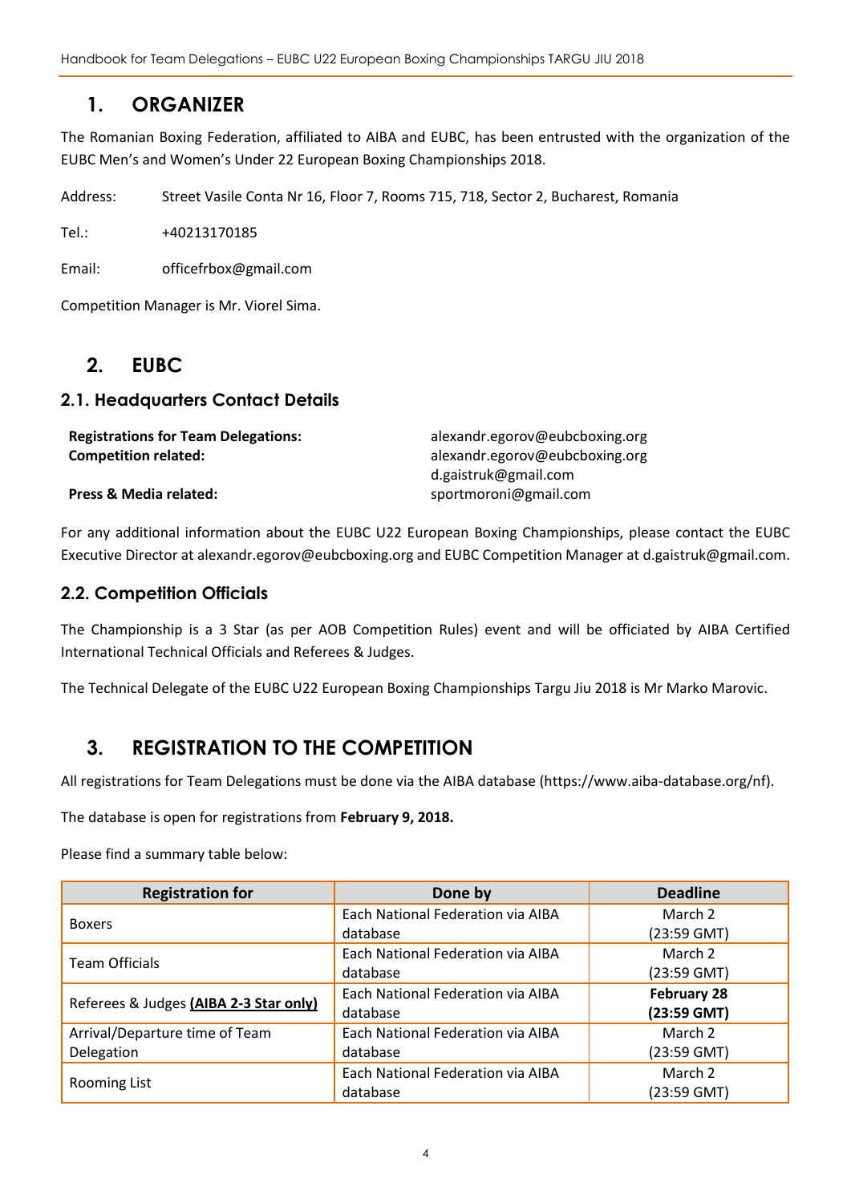# 1. ORGANIZER

The Romanian Boxing Federation, affiliated to AIBA and EUBC, has been entrusted with the organization of the EUBC Men's and Women's Under 22 European Boxing Championships 2018.

Address: Street Vasile Conta Nr 16, Floor 7, Rooms 715, 718, Sector 2, Bucharest, Romania

Tel.: +40213170185

Email: officefrbox@gmail.com

Competition Manager is Mr. Viorel Sima.

# 2. EUBC

## 2.1. Headquarters Contact Details

| | |
|---|---|
| **Registrations for Team Delegations:** | alexandr.egorov@eubcboxing.org |
| **Competition related:** | alexandr.egorov@eubcboxing.org<br>d.gaistruk@gmail.com |
| **Press & Media related:** | sportmoroni@gmail.com |

For any additional information about the EUBC U22 European Boxing Championships, please contact the EUBC Executive Director at alexandr.egorov@eubcboxing.org and EUBC Competition Manager at d.gaistruk@gmail.com.

## 2.2. Competition Officials

The Championship is a 3 Star (as per AOB Competition Rules) event and will be officiated by AIBA Certified International Technical Officials and Referees & Judges.

The Technical Delegate of the EUBC U22 European Boxing Championships Targu Jiu 2018 is Mr Marko Marovic.

# 3. REGISTRATION TO THE COMPETITION

All registrations for Team Delegations must be done via the AIBA database (https://www.aiba-database.org/nf).

The database is open for registrations from **February 9, 2018.**

Please find a summary table below:

| Registration for | Done by | Deadline |
|---|---|---|
| Boxers | Each National Federation via AIBA database | March 2 (23:59 GMT) |
| Team Officials | Each National Federation via AIBA database | March 2 (23:59 GMT) |
| Referees & Judges **(AIBA 2-3 Star only)** | Each National Federation via AIBA database | **February 28 (23:59 GMT)** |
| Arrival/Departure time of Team Delegation | Each National Federation via AIBA database | March 2 (23:59 GMT) |
| Rooming List | Each National Federation via AIBA database | March 2 (23:59 GMT) |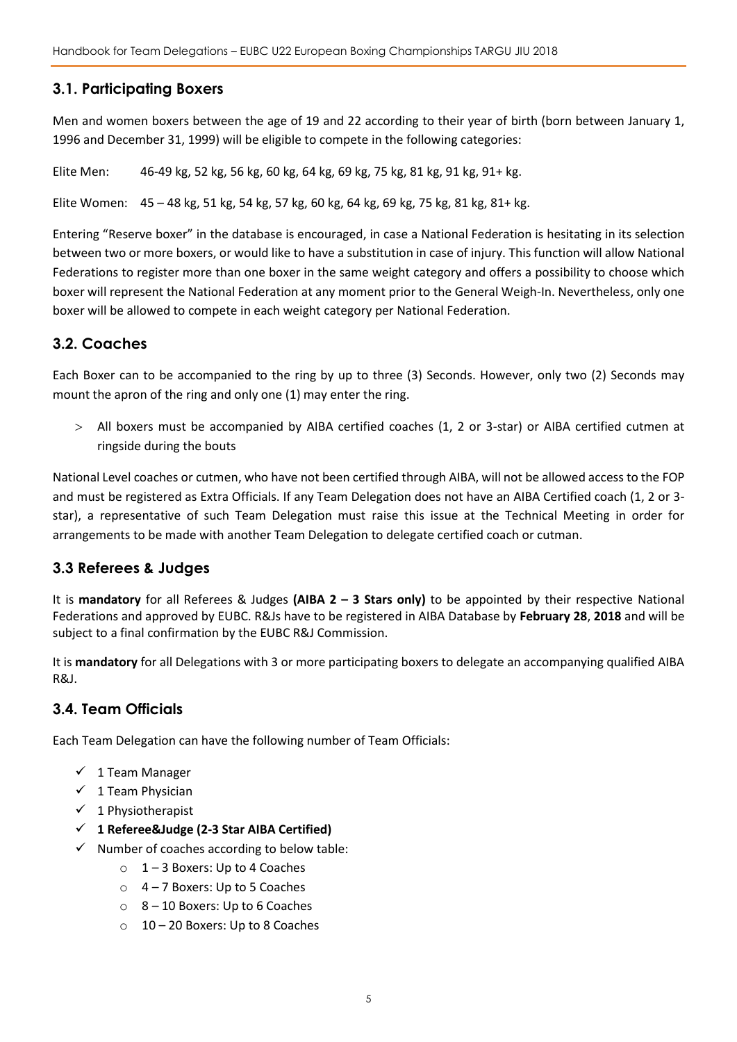## 3.1. Participating Boxers

Men and women boxers between the age of 19 and 22 according to their year of birth (born between January 1, 1996 and December 31, 1999) will be eligible to compete in the following categories:

Elite Men: 46-49 kg, 52 kg, 56 kg, 60 kg, 64 kg, 69 kg, 75 kg, 81 kg, 91 kg, 91+ kg.

Elite Women: 45 – 48 kg, 51 kg, 54 kg, 57 kg, 60 kg, 64 kg, 69 kg, 75 kg, 81 kg, 81+ kg.

Entering "Reserve boxer" in the database is encouraged, in case a National Federation is hesitating in its selection between two or more boxers, or would like to have a substitution in case of injury. This function will allow National Federations to register more than one boxer in the same weight category and offers a possibility to choose which boxer will represent the National Federation at any moment prior to the General Weigh-In. Nevertheless, only one boxer will be allowed to compete in each weight category per National Federation.

## 3.2. Coaches

Each Boxer can to be accompanied to the ring by up to three (3) Seconds. However, only two (2) Seconds may mount the apron of the ring and only one (1) may enter the ring.

- All boxers must be accompanied by AIBA certified coaches (1, 2 or 3-star) or AIBA certified cutmen at ringside during the bouts

National Level coaches or cutmen, who have not been certified through AIBA, will not be allowed access to the FOP and must be registered as Extra Officials. If any Team Delegation does not have an AIBA Certified coach (1, 2 or 3-star), a representative of such Team Delegation must raise this issue at the Technical Meeting in order for arrangements to be made with another Team Delegation to delegate certified coach or cutman.

## 3.3 Referees & Judges

It is **mandatory** for all Referees & Judges **(AIBA 2 – 3 Stars only)** to be appointed by their respective National Federations and approved by EUBC. R&Js have to be registered in AIBA Database by **February 28**, **2018** and will be subject to a final confirmation by the EUBC R&J Commission.

It is **mandatory** for all Delegations with 3 or more participating boxers to delegate an accompanying qualified AIBA R&J.

## 3.4. Team Officials

Each Team Delegation can have the following number of Team Officials:

- ✓ 1 Team Manager
- ✓ 1 Team Physician
- ✓ 1 Physiotherapist
- ✓ **1 Referee&Judge (2-3 Star AIBA Certified)**
- ✓ Number of coaches according to below table:
  - 1 – 3 Boxers: Up to 4 Coaches
  - 4 – 7 Boxers: Up to 5 Coaches
  - 8 – 10 Boxers: Up to 6 Coaches
  - 10 – 20 Boxers: Up to 8 Coaches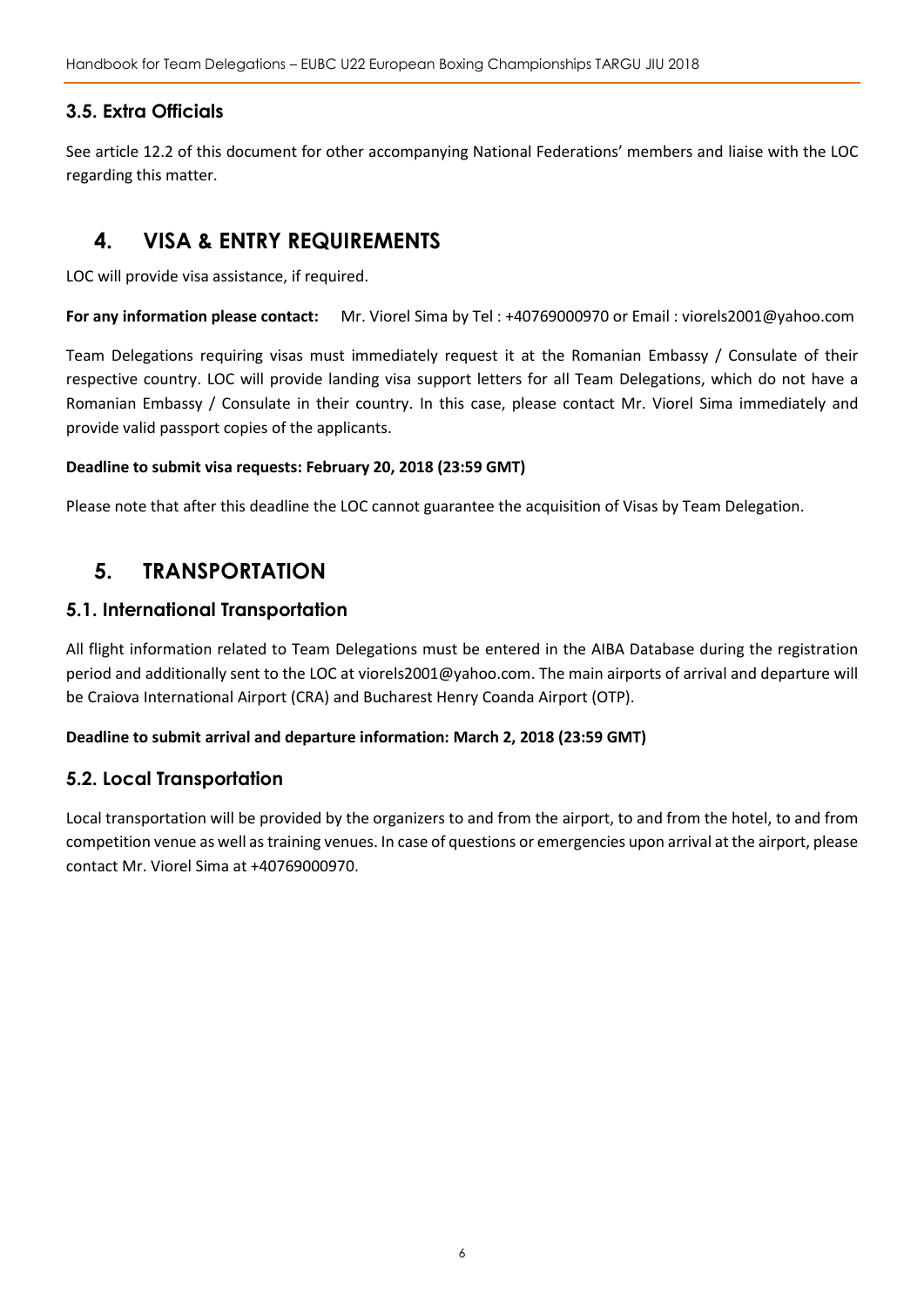### 3.5. Extra Officials

See article 12.2 of this document for other accompanying National Federations' members and liaise with the LOC regarding this matter.

## 4. VISA & ENTRY REQUIREMENTS

LOC will provide visa assistance, if required.

**For any information please contact:** Mr. Viorel Sima by Tel : +40769000970 or Email : viorels2001@yahoo.com

Team Delegations requiring visas must immediately request it at the Romanian Embassy / Consulate of their respective country. LOC will provide landing visa support letters for all Team Delegations, which do not have a Romanian Embassy / Consulate in their country. In this case, please contact Mr. Viorel Sima immediately and provide valid passport copies of the applicants.

**Deadline to submit visa requests: February 20, 2018 (23:59 GMT)**

Please note that after this deadline the LOC cannot guarantee the acquisition of Visas by Team Delegation.

## 5. TRANSPORTATION

### 5.1. International Transportation

All flight information related to Team Delegations must be entered in the AIBA Database during the registration period and additionally sent to the LOC at viorels2001@yahoo.com. The main airports of arrival and departure will be Craiova International Airport (CRA) and Bucharest Henry Coanda Airport (OTP).

**Deadline to submit arrival and departure information: March 2, 2018 (23:59 GMT)**

### 5.2. Local Transportation

Local transportation will be provided by the organizers to and from the airport, to and from the hotel, to and from competition venue as well as training venues. In case of questions or emergencies upon arrival at the airport, please contact Mr. Viorel Sima at +40769000970.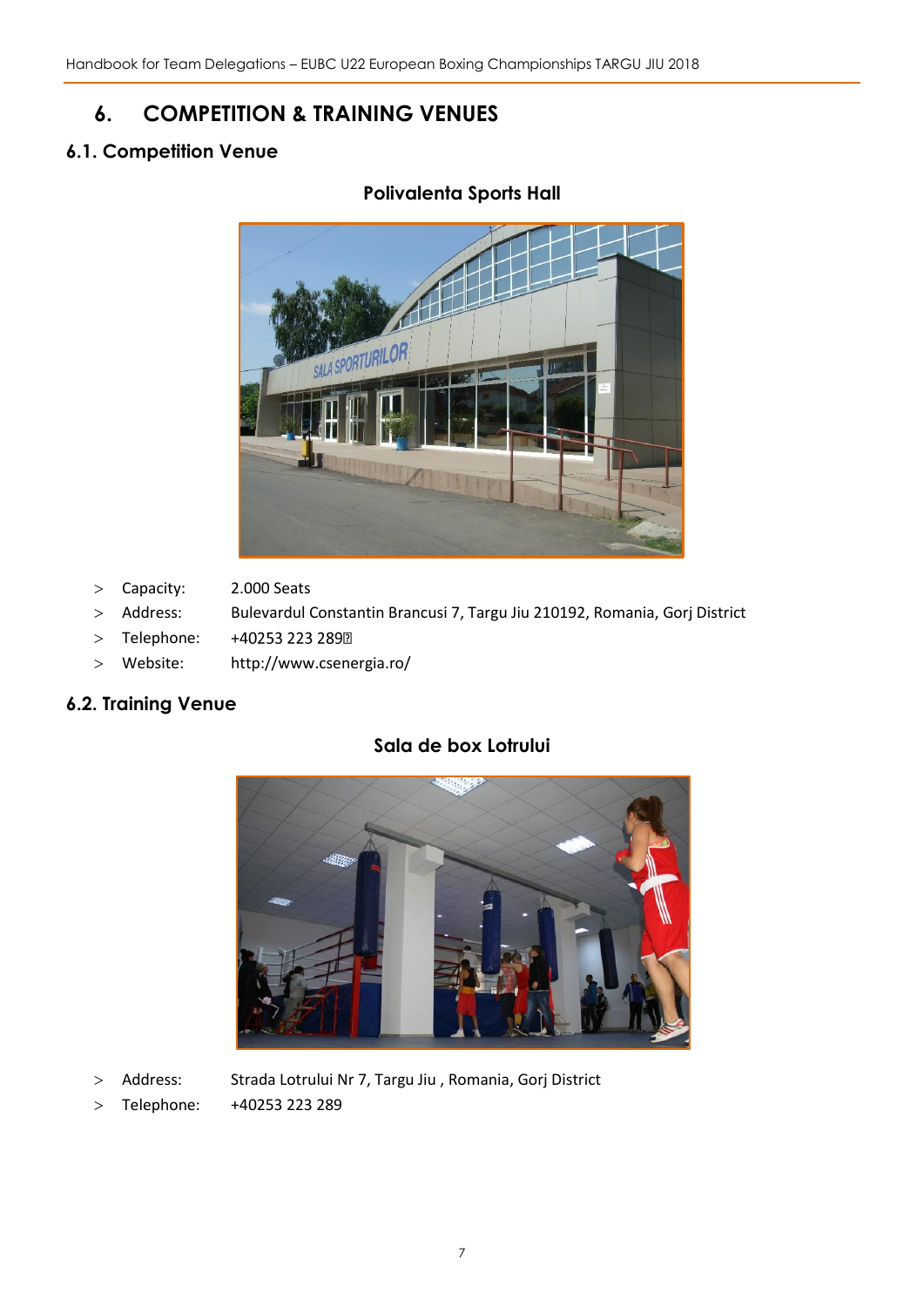# 6. COMPETITION & TRAINING VENUES

## 6.1. Competition Venue

### Polivalenta Sports Hall

- Capacity: 2.000 Seats
- Address: Bulevardul Constantin Brancusi 7, Targu Jiu 210192, Romania, Gorj District
- Telephone: +40253 223 289
- Website: http://www.csenergia.ro/

## 6.2. Training Venue

### Sala de box Lotrului

- Address: Strada Lotrului Nr 7, Targu Jiu , Romania, Gorj District
- Telephone: +40253 223 289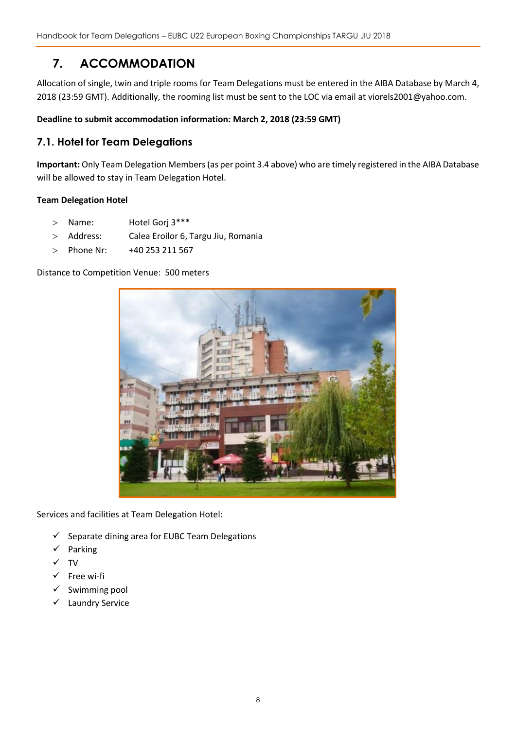# 7. ACCOMMODATION

Allocation of single, twin and triple rooms for Team Delegations must be entered in the AIBA Database by March 4, 2018 (23:59 GMT). Additionally, the rooming list must be sent to the LOC via email at viorels2001@yahoo.com.

**Deadline to submit accommodation information: March 2, 2018 (23:59 GMT)**

## 7.1. Hotel for Team Delegations

**Important:** Only Team Delegation Members (as per point 3.4 above) who are timely registered in the AIBA Database will be allowed to stay in Team Delegation Hotel.

**Team Delegation Hotel**

- Name: Hotel Gorj 3***
- Address: Calea Eroilor 6, Targu Jiu, Romania
- Phone Nr: +40 253 211 567

Distance to Competition Venue: 500 meters

Services and facilities at Team Delegation Hotel:

- ✓ Separate dining area for EUBC Team Delegations
- ✓ Parking
- ✓ TV
- ✓ Free wi-fi
- ✓ Swimming pool
- ✓ Laundry Service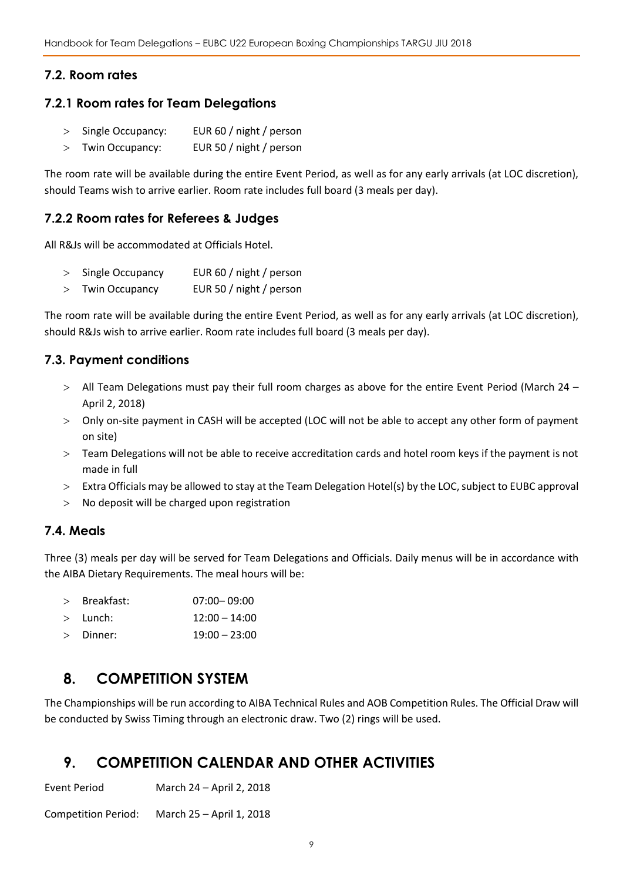## 7.2. Room rates

### 7.2.1 Room rates for Team Delegations

- Single Occupancy: EUR 60 / night / person
- Twin Occupancy: EUR 50 / night / person

The room rate will be available during the entire Event Period, as well as for any early arrivals (at LOC discretion), should Teams wish to arrive earlier. Room rate includes full board (3 meals per day).

### 7.2.2 Room rates for Referees & Judges

All R&Js will be accommodated at Officials Hotel.

- Single Occupancy EUR 60 / night / person
- Twin Occupancy EUR 50 / night / person

The room rate will be available during the entire Event Period, as well as for any early arrivals (at LOC discretion), should R&Js wish to arrive earlier. Room rate includes full board (3 meals per day).

## 7.3. Payment conditions

- All Team Delegations must pay their full room charges as above for the entire Event Period (March 24 – April 2, 2018)
- Only on-site payment in CASH will be accepted (LOC will not be able to accept any other form of payment on site)
- Team Delegations will not be able to receive accreditation cards and hotel room keys if the payment is not made in full
- Extra Officials may be allowed to stay at the Team Delegation Hotel(s) by the LOC, subject to EUBC approval
- No deposit will be charged upon registration

## 7.4. Meals

Three (3) meals per day will be served for Team Delegations and Officials. Daily menus will be in accordance with the AIBA Dietary Requirements. The meal hours will be:

- Breakfast: 07:00– 09:00
- Lunch: 12:00 – 14:00
- Dinner: 19:00 – 23:00

# 8. COMPETITION SYSTEM

The Championships will be run according to AIBA Technical Rules and AOB Competition Rules. The Official Draw will be conducted by Swiss Timing through an electronic draw. Two (2) rings will be used.

# 9. COMPETITION CALENDAR AND OTHER ACTIVITIES

Event Period March 24 – April 2, 2018

Competition Period: March 25 – April 1, 2018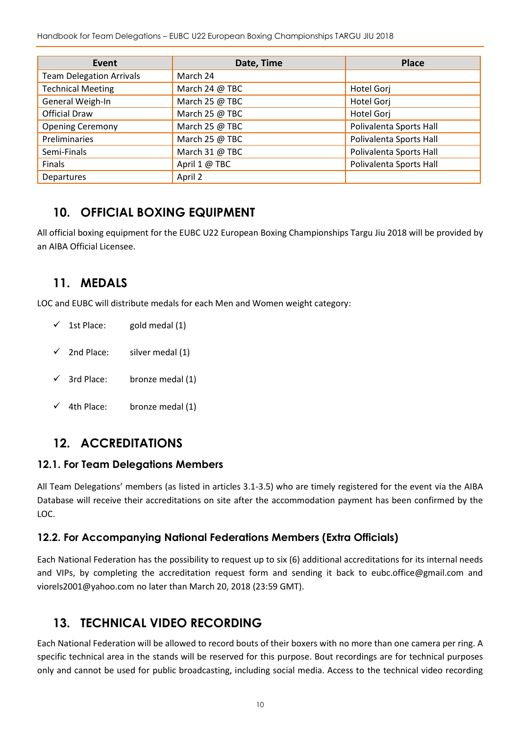| Event | Date, Time | Place |
|---|---|---|
| Team Delegation Arrivals | March 24 | |
| Technical Meeting | March 24 @ TBC | Hotel Gorj |
| General Weigh-In | March 25 @ TBC | Hotel Gorj |
| Official Draw | March 25 @ TBC | Hotel Gorj |
| Opening Ceremony | March 25 @ TBC | Polivalenta Sports Hall |
| Preliminaries | March 25 @ TBC | Polivalenta Sports Hall |
| Semi-Finals | March 31 @ TBC | Polivalenta Sports Hall |
| Finals | April 1 @ TBC | Polivalenta Sports Hall |
| Departures | April 2 | |

## 10. OFFICIAL BOXING EQUIPMENT

All official boxing equipment for the EUBC U22 European Boxing Championships Targu Jiu 2018 will be provided by an AIBA Official Licensee.

## 11. MEDALS

LOC and EUBC will distribute medals for each Men and Women weight category:

- ✓ 1st Place: gold medal (1)
- ✓ 2nd Place: silver medal (1)
- ✓ 3rd Place: bronze medal (1)
- ✓ 4th Place: bronze medal (1)

## 12. ACCREDITATIONS

### 12.1. For Team Delegations Members

All Team Delegations' members (as listed in articles 3.1-3.5) who are timely registered for the event via the AIBA Database will receive their accreditations on site after the accommodation payment has been confirmed by the LOC.

### 12.2. For Accompanying National Federations Members (Extra Officials)

Each National Federation has the possibility to request up to six (6) additional accreditations for its internal needs and VIPs, by completing the accreditation request form and sending it back to eubc.office@gmail.com and viorels2001@yahoo.com no later than March 20, 2018 (23:59 GMT).

## 13. TECHNICAL VIDEO RECORDING

Each National Federation will be allowed to record bouts of their boxers with no more than one camera per ring. A specific technical area in the stands will be reserved for this purpose. Bout recordings are for technical purposes only and cannot be used for public broadcasting, including social media. Access to the technical video recording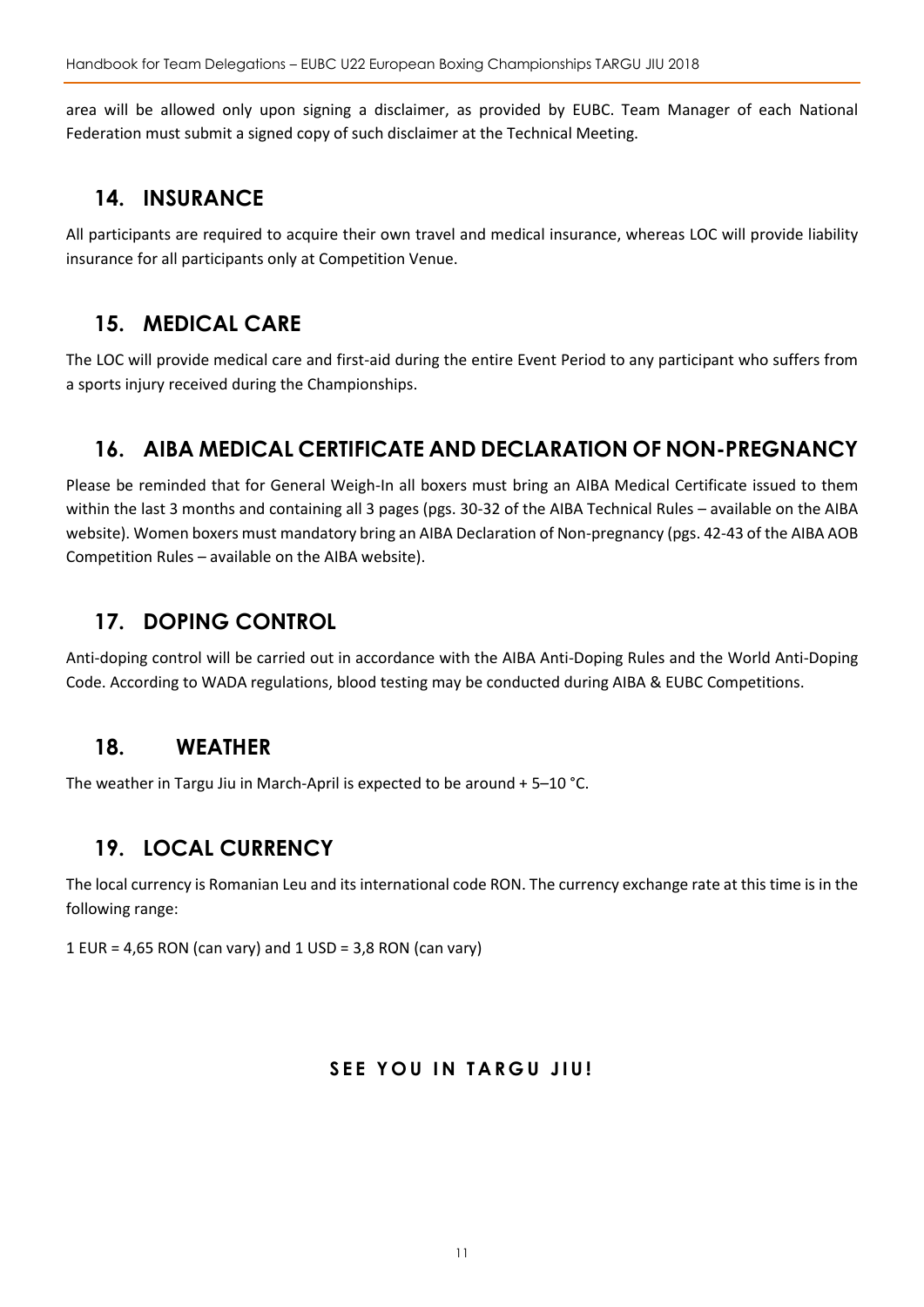area will be allowed only upon signing a disclaimer, as provided by EUBC. Team Manager of each National Federation must submit a signed copy of such disclaimer at the Technical Meeting.

## 14. INSURANCE

All participants are required to acquire their own travel and medical insurance, whereas LOC will provide liability insurance for all participants only at Competition Venue.

## 15. MEDICAL CARE

The LOC will provide medical care and first-aid during the entire Event Period to any participant who suffers from a sports injury received during the Championships.

## 16. AIBA MEDICAL CERTIFICATE AND DECLARATION OF NON-PREGNANCY

Please be reminded that for General Weigh-In all boxers must bring an AIBA Medical Certificate issued to them within the last 3 months and containing all 3 pages (pgs. 30-32 of the AIBA Technical Rules – available on the AIBA website). Women boxers must mandatory bring an AIBA Declaration of Non-pregnancy (pgs. 42-43 of the AIBA AOB Competition Rules – available on the AIBA website).

## 17. DOPING CONTROL

Anti-doping control will be carried out in accordance with the AIBA Anti-Doping Rules and the World Anti-Doping Code. According to WADA regulations, blood testing may be conducted during AIBA & EUBC Competitions.

## 18. WEATHER

The weather in Targu Jiu in March-April is expected to be around + 5–10 °C.

## 19. LOCAL CURRENCY

The local currency is Romanian Leu and its international code RON. The currency exchange rate at this time is in the following range:

1 EUR = 4,65 RON (can vary) and 1 USD = 3,8 RON (can vary)

**SEE YOU IN TARGU JIU!**